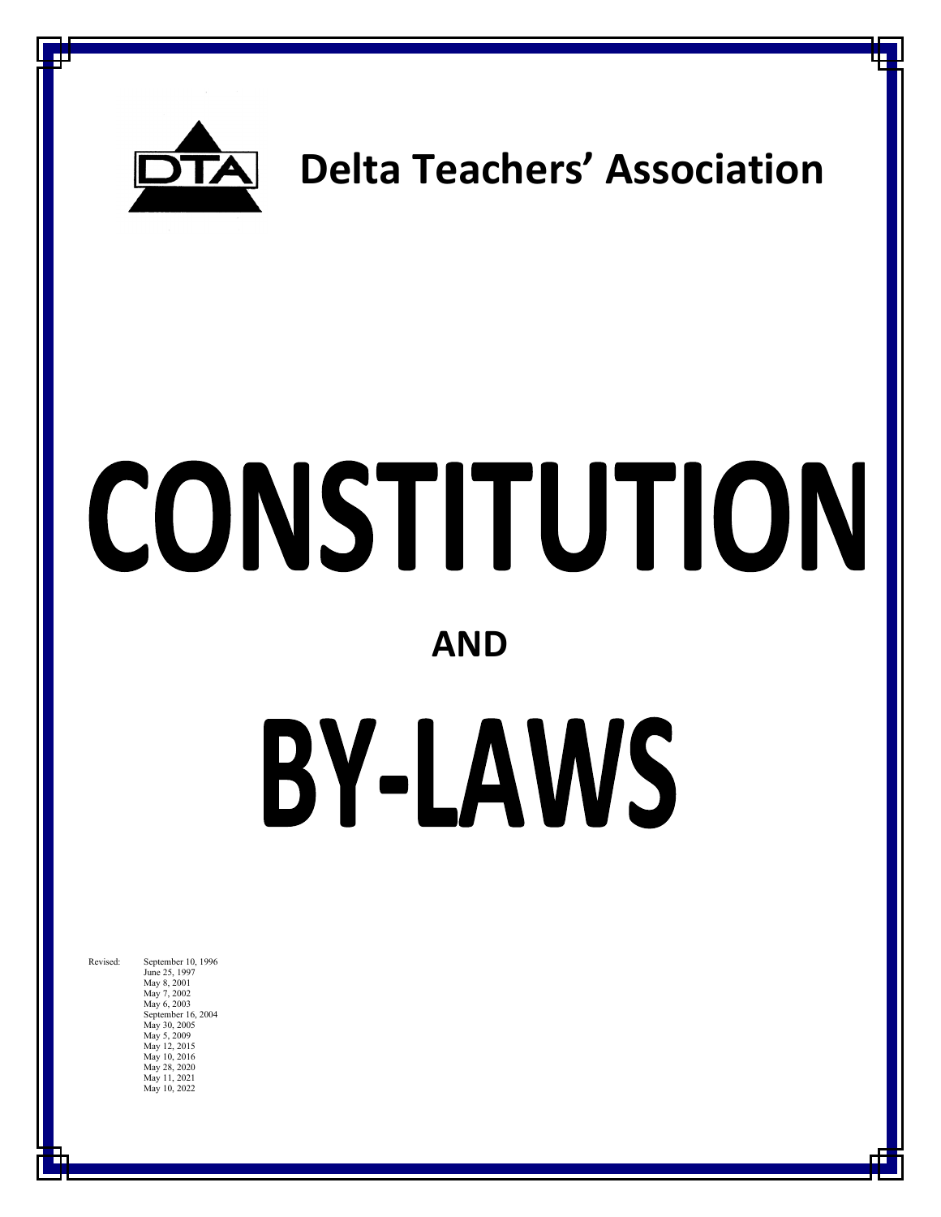DTA

# Delta Teachers' Association

# CONSTITUTION

## AND

# BY-LAWS

Revised: September 10, 1996
June 25, 1997
May 8, 2001
May 7, 2002
May 6, 2003
September 16, 2004
May 30, 2005
May 5, 2009
May 12, 2015
May 10, 2016
May 28, 2020
May 11, 2021
May 10, 2022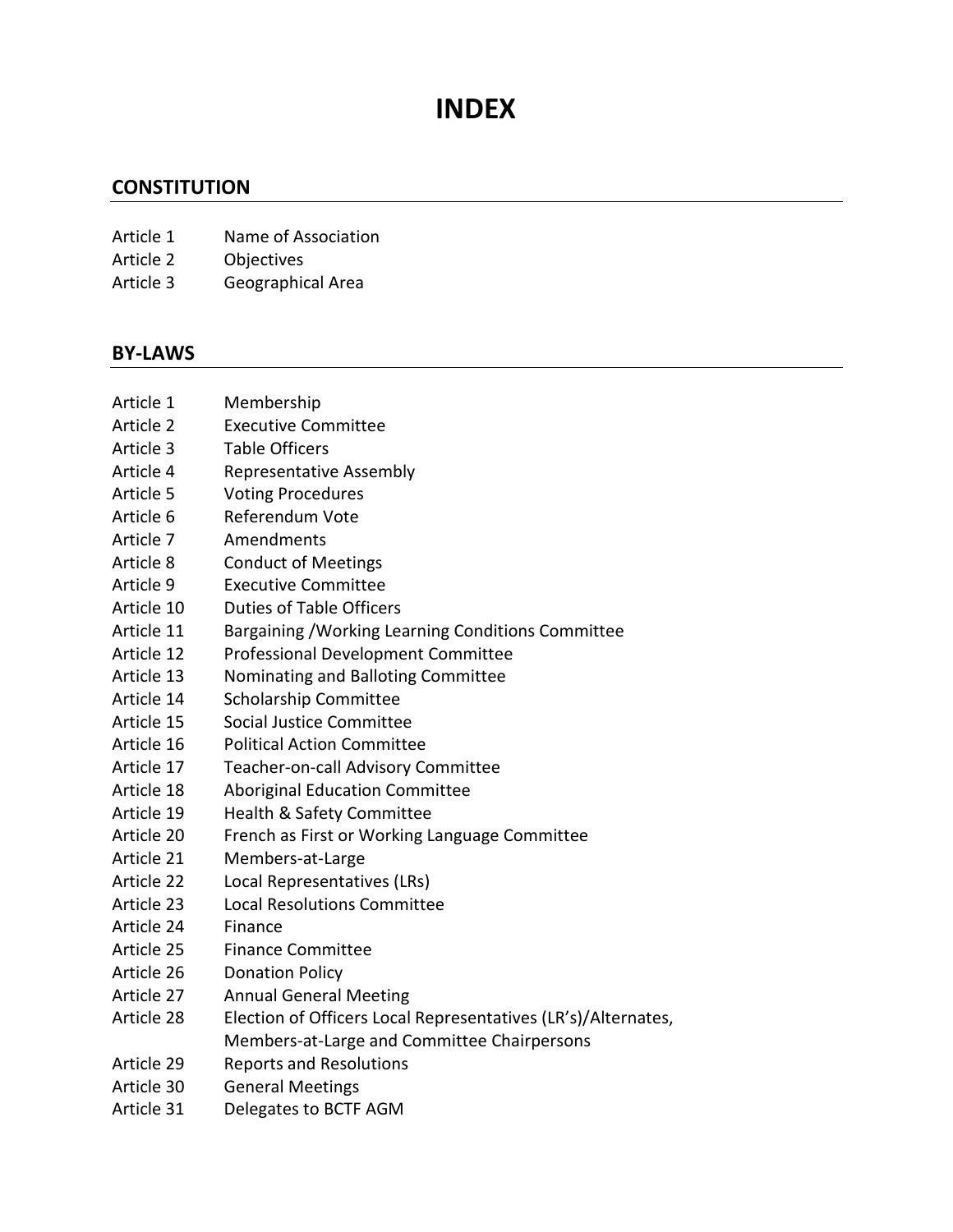# INDEX

## CONSTITUTION

| | |
|---|---|
| Article 1 | Name of Association |
| Article 2 | Objectives |
| Article 3 | Geographical Area |

## BY-LAWS

| | |
|---|---|
| Article 1 | Membership |
| Article 2 | Executive Committee |
| Article 3 | Table Officers |
| Article 4 | Representative Assembly |
| Article 5 | Voting Procedures |
| Article 6 | Referendum Vote |
| Article 7 | Amendments |
| Article 8 | Conduct of Meetings |
| Article 9 | Executive Committee |
| Article 10 | Duties of Table Officers |
| Article 11 | Bargaining /Working Learning Conditions Committee |
| Article 12 | Professional Development Committee |
| Article 13 | Nominating and Balloting Committee |
| Article 14 | Scholarship Committee |
| Article 15 | Social Justice Committee |
| Article 16 | Political Action Committee |
| Article 17 | Teacher-on-call Advisory Committee |
| Article 18 | Aboriginal Education Committee |
| Article 19 | Health & Safety Committee |
| Article 20 | French as First or Working Language Committee |
| Article 21 | Members-at-Large |
| Article 22 | Local Representatives (LRs) |
| Article 23 | Local Resolutions Committee |
| Article 24 | Finance |
| Article 25 | Finance Committee |
| Article 26 | Donation Policy |
| Article 27 | Annual General Meeting |
| Article 28 | Election of Officers Local Representatives (LR's)/Alternates, Members-at-Large and Committee Chairpersons |
| Article 29 | Reports and Resolutions |
| Article 30 | General Meetings |
| Article 31 | Delegates to BCTF AGM |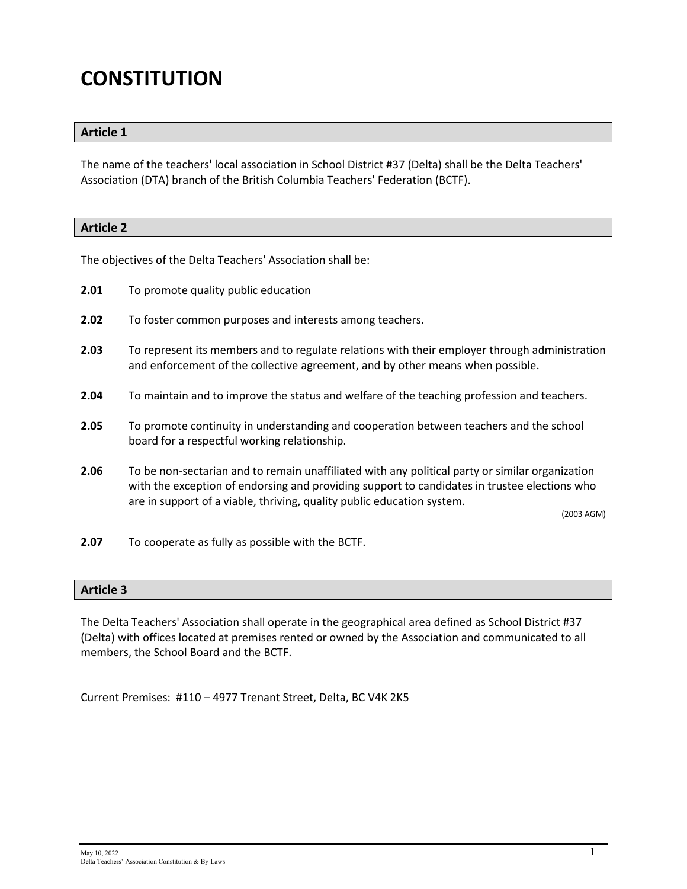# CONSTITUTION

## Article 1

The name of the teachers' local association in School District #37 (Delta) shall be the Delta Teachers' Association (DTA) branch of the British Columbia Teachers' Federation (BCTF).

## Article 2

The objectives of the Delta Teachers' Association shall be:

**2.01** To promote quality public education

**2.02** To foster common purposes and interests among teachers.

**2.03** To represent its members and to regulate relations with their employer through administration and enforcement of the collective agreement, and by other means when possible.

**2.04** To maintain and to improve the status and welfare of the teaching profession and teachers.

**2.05** To promote continuity in understanding and cooperation between teachers and the school board for a respectful working relationship.

**2.06** To be non-sectarian and to remain unaffiliated with any political party or similar organization with the exception of endorsing and providing support to candidates in trustee elections who are in support of a viable, thriving, quality public education system.

(2003 AGM)

**2.07** To cooperate as fully as possible with the BCTF.

## Article 3

The Delta Teachers' Association shall operate in the geographical area defined as School District #37 (Delta) with offices located at premises rented or owned by the Association and communicated to all members, the School Board and the BCTF.

Current Premises: #110 – 4977 Trenant Street, Delta, BC V4K 2K5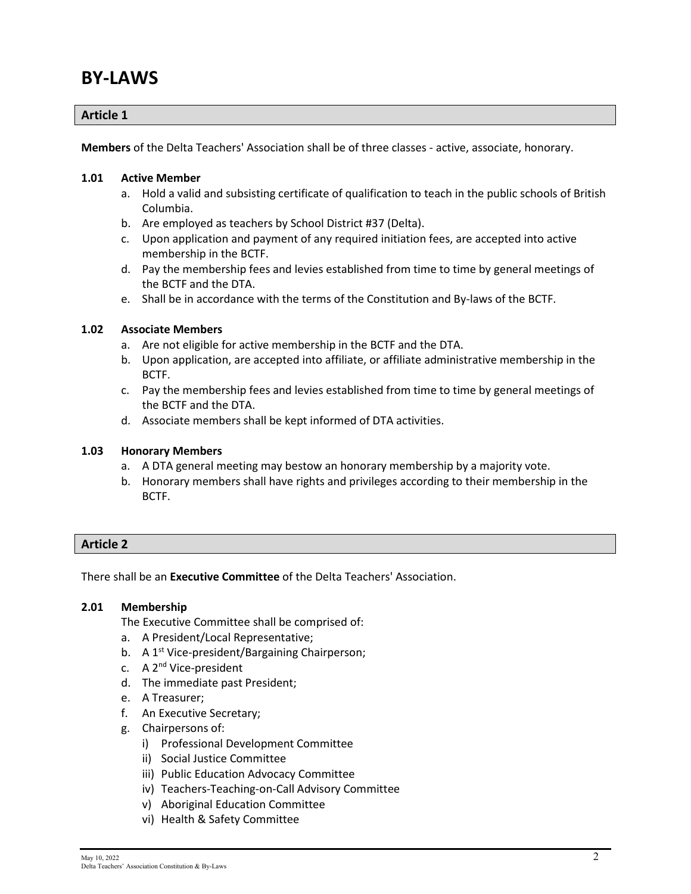# BY-LAWS

## Article 1

**Members** of the Delta Teachers' Association shall be of three classes - active, associate, honorary.

### 1.01 Active Member

a. Hold a valid and subsisting certificate of qualification to teach in the public schools of British Columbia.
b. Are employed as teachers by School District #37 (Delta).
c. Upon application and payment of any required initiation fees, are accepted into active membership in the BCTF.
d. Pay the membership fees and levies established from time to time by general meetings of the BCTF and the DTA.
e. Shall be in accordance with the terms of the Constitution and By-laws of the BCTF.

### 1.02 Associate Members

a. Are not eligible for active membership in the BCTF and the DTA.
b. Upon application, are accepted into affiliate, or affiliate administrative membership in the BCTF.
c. Pay the membership fees and levies established from time to time by general meetings of the BCTF and the DTA.
d. Associate members shall be kept informed of DTA activities.

### 1.03 Honorary Members

a. A DTA general meeting may bestow an honorary membership by a majority vote.
b. Honorary members shall have rights and privileges according to their membership in the BCTF.

## Article 2

There shall be an **Executive Committee** of the Delta Teachers' Association.

### 2.01 Membership

The Executive Committee shall be comprised of:

a. A President/Local Representative;
b. A 1st Vice-president/Bargaining Chairperson;
c. A 2nd Vice-president
d. The immediate past President;
e. A Treasurer;
f. An Executive Secretary;
g. Chairpersons of:
   i) Professional Development Committee
   ii) Social Justice Committee
   iii) Public Education Advocacy Committee
   iv) Teachers-Teaching-on-Call Advisory Committee
   v) Aboriginal Education Committee
   vi) Health & Safety Committee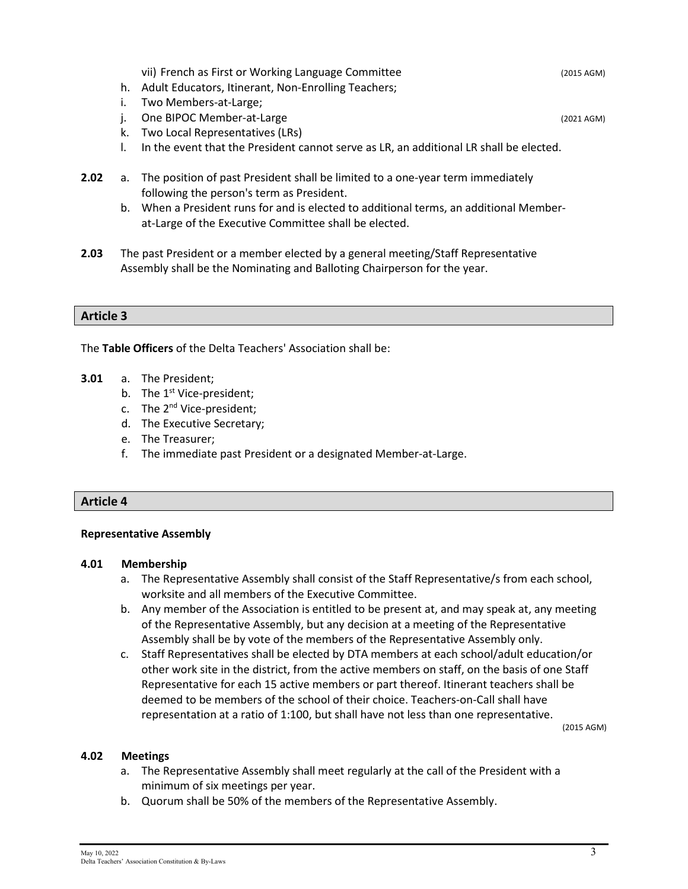vii) French as First or Working Language Committee (2015 AGM)

h. Adult Educators, Itinerant, Non-Enrolling Teachers;
i. Two Members-at-Large;
j. One BIPOC Member-at-Large (2021 AGM)
k. Two Local Representatives (LRs)
l. In the event that the President cannot serve as LR, an additional LR shall be elected.

**2.02** a. The position of past President shall be limited to a one-year term immediately following the person's term as President.

b. When a President runs for and is elected to additional terms, an additional Member-at-Large of the Executive Committee shall be elected.

**2.03** The past President or a member elected by a general meeting/Staff Representative Assembly shall be the Nominating and Balloting Chairperson for the year.

## Article 3

The **Table Officers** of the Delta Teachers' Association shall be:

**3.01** a. The President;

b. The 1st Vice-president;
c. The 2nd Vice-president;
d. The Executive Secretary;
e. The Treasurer;
f. The immediate past President or a designated Member-at-Large.

## Article 4

**Representative Assembly**

**4.01 Membership**

a. The Representative Assembly shall consist of the Staff Representative/s from each school, worksite and all members of the Executive Committee.
b. Any member of the Association is entitled to be present at, and may speak at, any meeting of the Representative Assembly, but any decision at a meeting of the Representative Assembly shall be by vote of the members of the Representative Assembly only.
c. Staff Representatives shall be elected by DTA members at each school/adult education/or other work site in the district, from the active members on staff, on the basis of one Staff Representative for each 15 active members or part thereof. Itinerant teachers shall be deemed to be members of the school of their choice. Teachers-on-Call shall have representation at a ratio of 1:100, but shall have not less than one representative. (2015 AGM)

**4.02 Meetings**

a. The Representative Assembly shall meet regularly at the call of the President with a minimum of six meetings per year.
b. Quorum shall be 50% of the members of the Representative Assembly.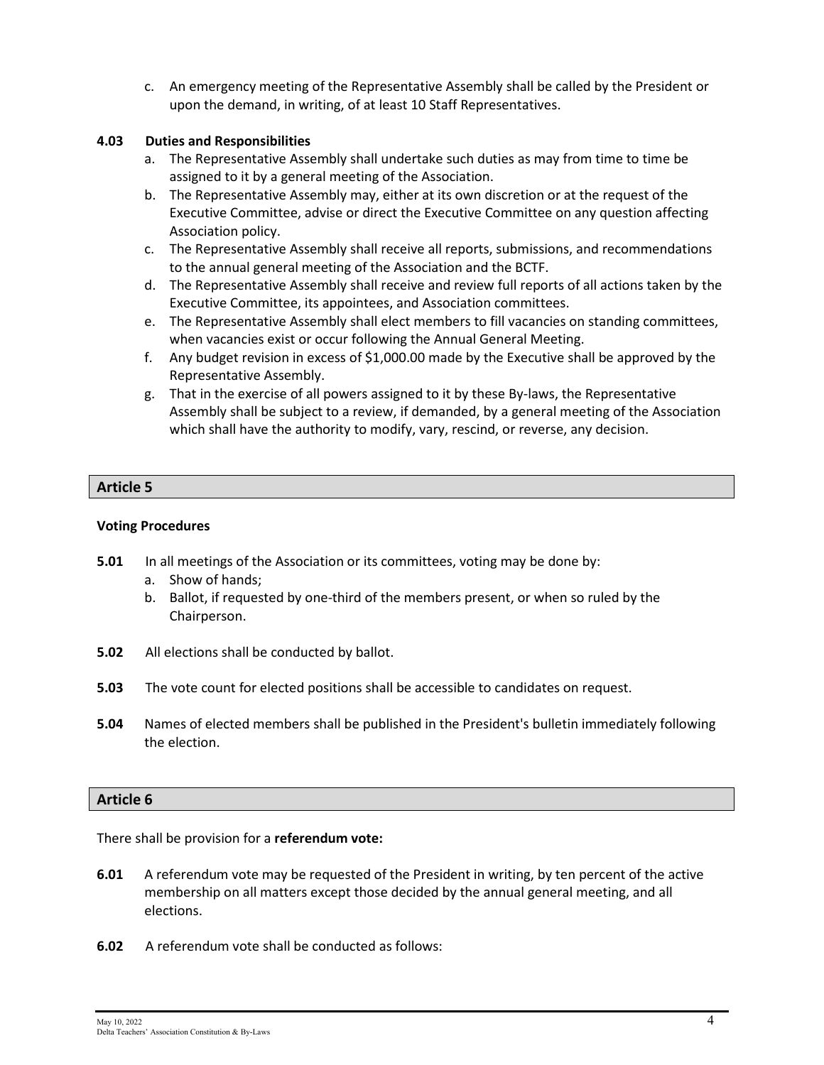c. An emergency meeting of the Representative Assembly shall be called by the President or upon the demand, in writing, of at least 10 Staff Representatives.

**4.03 Duties and Responsibilities**

a. The Representative Assembly shall undertake such duties as may from time to time be assigned to it by a general meeting of the Association.
b. The Representative Assembly may, either at its own discretion or at the request of the Executive Committee, advise or direct the Executive Committee on any question affecting Association policy.
c. The Representative Assembly shall receive all reports, submissions, and recommendations to the annual general meeting of the Association and the BCTF.
d. The Representative Assembly shall receive and review full reports of all actions taken by the Executive Committee, its appointees, and Association committees.
e. The Representative Assembly shall elect members to fill vacancies on standing committees, when vacancies exist or occur following the Annual General Meeting.
f. Any budget revision in excess of $1,000.00 made by the Executive shall be approved by the Representative Assembly.
g. That in the exercise of all powers assigned to it by these By-laws, the Representative Assembly shall be subject to a review, if demanded, by a general meeting of the Association which shall have the authority to modify, vary, rescind, or reverse, any decision.

## Article 5

**Voting Procedures**

**5.01** In all meetings of the Association or its committees, voting may be done by:

a. Show of hands;
b. Ballot, if requested by one-third of the members present, or when so ruled by the Chairperson.

**5.02** All elections shall be conducted by ballot.

**5.03** The vote count for elected positions shall be accessible to candidates on request.

**5.04** Names of elected members shall be published in the President's bulletin immediately following the election.

## Article 6

There shall be provision for a **referendum vote:**

**6.01** A referendum vote may be requested of the President in writing, by ten percent of the active membership on all matters except those decided by the annual general meeting, and all elections.

**6.02** A referendum vote shall be conducted as follows: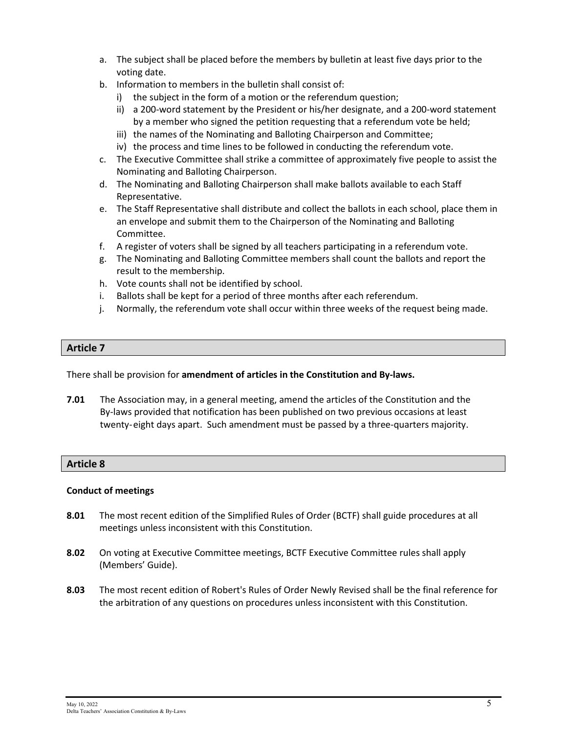a. The subject shall be placed before the members by bulletin at least five days prior to the voting date.
b. Information to members in the bulletin shall consist of:
   i) the subject in the form of a motion or the referendum question;
   ii) a 200-word statement by the President or his/her designate, and a 200-word statement by a member who signed the petition requesting that a referendum vote be held;
   iii) the names of the Nominating and Balloting Chairperson and Committee;
   iv) the process and time lines to be followed in conducting the referendum vote.
c. The Executive Committee shall strike a committee of approximately five people to assist the Nominating and Balloting Chairperson.
d. The Nominating and Balloting Chairperson shall make ballots available to each Staff Representative.
e. The Staff Representative shall distribute and collect the ballots in each school, place them in an envelope and submit them to the Chairperson of the Nominating and Balloting Committee.
f. A register of voters shall be signed by all teachers participating in a referendum vote.
g. The Nominating and Balloting Committee members shall count the ballots and report the result to the membership.
h. Vote counts shall not be identified by school.
i. Ballots shall be kept for a period of three months after each referendum.
j. Normally, the referendum vote shall occur within three weeks of the request being made.

## Article 7

There shall be provision for **amendment of articles in the Constitution and By-laws.**

**7.01** The Association may, in a general meeting, amend the articles of the Constitution and the By-laws provided that notification has been published on two previous occasions at least twenty-eight days apart. Such amendment must be passed by a three-quarters majority.

## Article 8

**Conduct of meetings**

**8.01** The most recent edition of the Simplified Rules of Order (BCTF) shall guide procedures at all meetings unless inconsistent with this Constitution.

**8.02** On voting at Executive Committee meetings, BCTF Executive Committee rules shall apply (Members' Guide).

**8.03** The most recent edition of Robert's Rules of Order Newly Revised shall be the final reference for the arbitration of any questions on procedures unless inconsistent with this Constitution.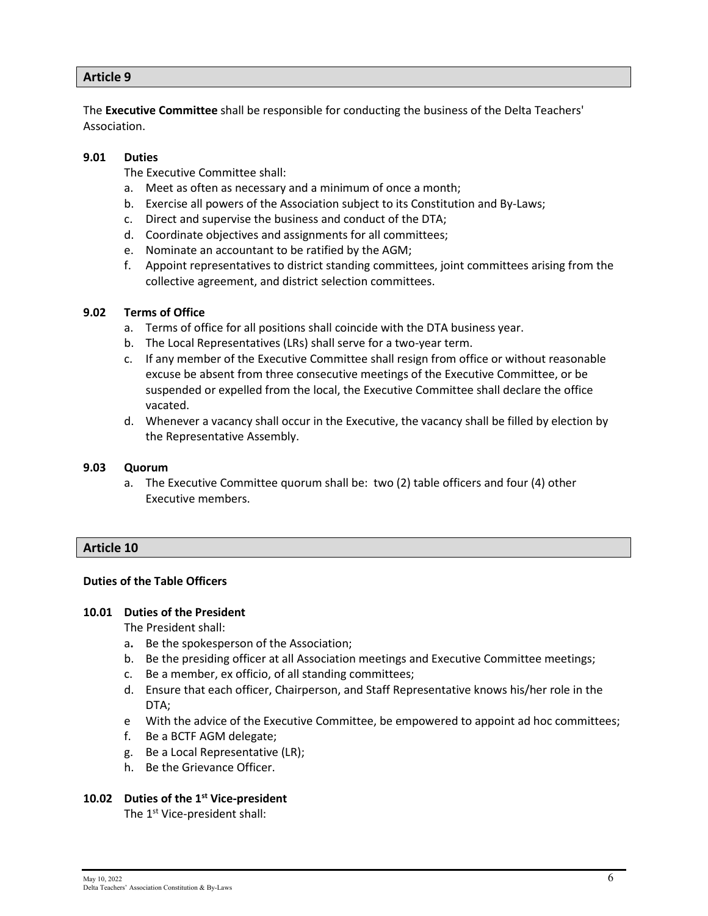## Article 9

The **Executive Committee** shall be responsible for conducting the business of the Delta Teachers' Association.

### 9.01 Duties

The Executive Committee shall:

a. Meet as often as necessary and a minimum of once a month;
b. Exercise all powers of the Association subject to its Constitution and By-Laws;
c. Direct and supervise the business and conduct of the DTA;
d. Coordinate objectives and assignments for all committees;
e. Nominate an accountant to be ratified by the AGM;
f. Appoint representatives to district standing committees, joint committees arising from the collective agreement, and district selection committees.

### 9.02 Terms of Office

a. Terms of office for all positions shall coincide with the DTA business year.
b. The Local Representatives (LRs) shall serve for a two-year term.
c. If any member of the Executive Committee shall resign from office or without reasonable excuse be absent from three consecutive meetings of the Executive Committee, or be suspended or expelled from the local, the Executive Committee shall declare the office vacated.
d. Whenever a vacancy shall occur in the Executive, the vacancy shall be filled by election by the Representative Assembly.

### 9.03 Quorum

a. The Executive Committee quorum shall be: two (2) table officers and four (4) other Executive members.

## Article 10

**Duties of the Table Officers**

### 10.01 Duties of the President

The President shall:

a. Be the spokesperson of the Association;
b. Be the presiding officer at all Association meetings and Executive Committee meetings;
c. Be a member, ex officio, of all standing committees;
d. Ensure that each officer, Chairperson, and Staff Representative knows his/her role in the DTA;
e With the advice of the Executive Committee, be empowered to appoint ad hoc committees;
f. Be a BCTF AGM delegate;
g. Be a Local Representative (LR);
h. Be the Grievance Officer.

### 10.02 Duties of the 1st Vice-president

The 1st Vice-president shall: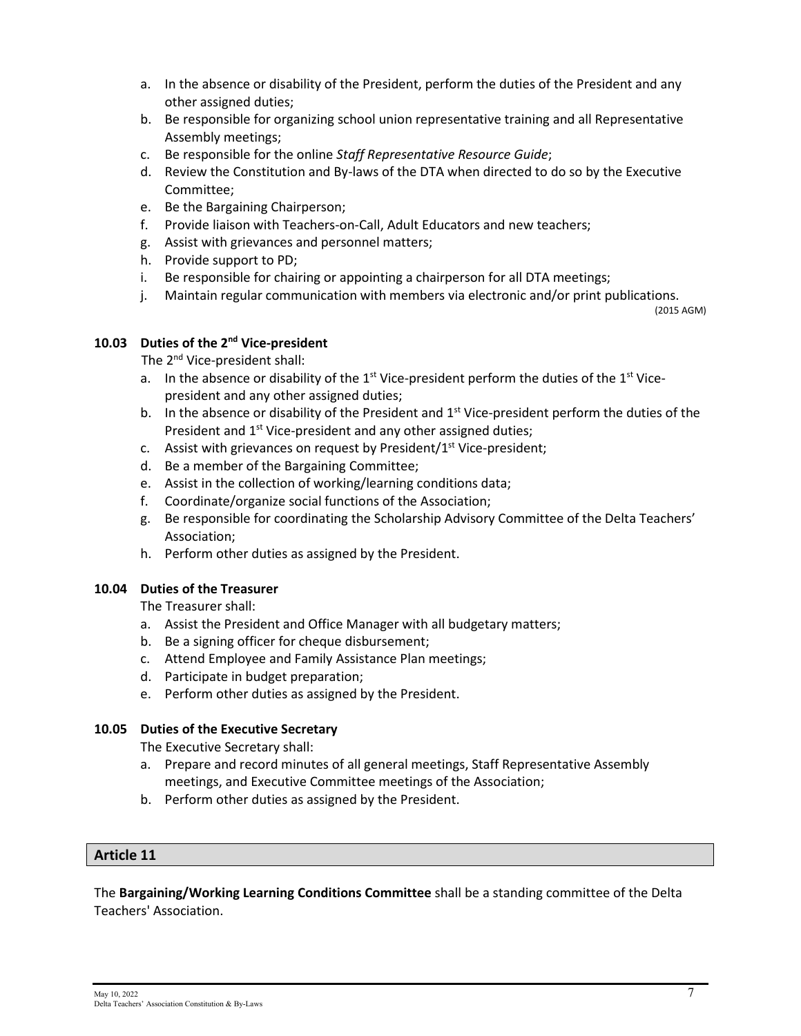a. In the absence or disability of the President, perform the duties of the President and any other assigned duties;
b. Be responsible for organizing school union representative training and all Representative Assembly meetings;
c. Be responsible for the online *Staff Representative Resource Guide*;
d. Review the Constitution and By-laws of the DTA when directed to do so by the Executive Committee;
e. Be the Bargaining Chairperson;
f. Provide liaison with Teachers-on-Call, Adult Educators and new teachers;
g. Assist with grievances and personnel matters;
h. Provide support to PD;
i. Be responsible for chairing or appointing a chairperson for all DTA meetings;
j. Maintain regular communication with members via electronic and/or print publications.

(2015 AGM)

### 10.03 Duties of the 2nd Vice-president

The 2nd Vice-president shall:

a. In the absence or disability of the 1st Vice-president perform the duties of the 1st Vice-president and any other assigned duties;
b. In the absence or disability of the President and 1st Vice-president perform the duties of the President and 1st Vice-president and any other assigned duties;
c. Assist with grievances on request by President/1st Vice-president;
d. Be a member of the Bargaining Committee;
e. Assist in the collection of working/learning conditions data;
f. Coordinate/organize social functions of the Association;
g. Be responsible for coordinating the Scholarship Advisory Committee of the Delta Teachers' Association;
h. Perform other duties as assigned by the President.

### 10.04 Duties of the Treasurer

The Treasurer shall:

a. Assist the President and Office Manager with all budgetary matters;
b. Be a signing officer for cheque disbursement;
c. Attend Employee and Family Assistance Plan meetings;
d. Participate in budget preparation;
e. Perform other duties as assigned by the President.

### 10.05 Duties of the Executive Secretary

The Executive Secretary shall:

a. Prepare and record minutes of all general meetings, Staff Representative Assembly meetings, and Executive Committee meetings of the Association;
b. Perform other duties as assigned by the President.

## Article 11

The **Bargaining/Working Learning Conditions Committee** shall be a standing committee of the Delta Teachers' Association.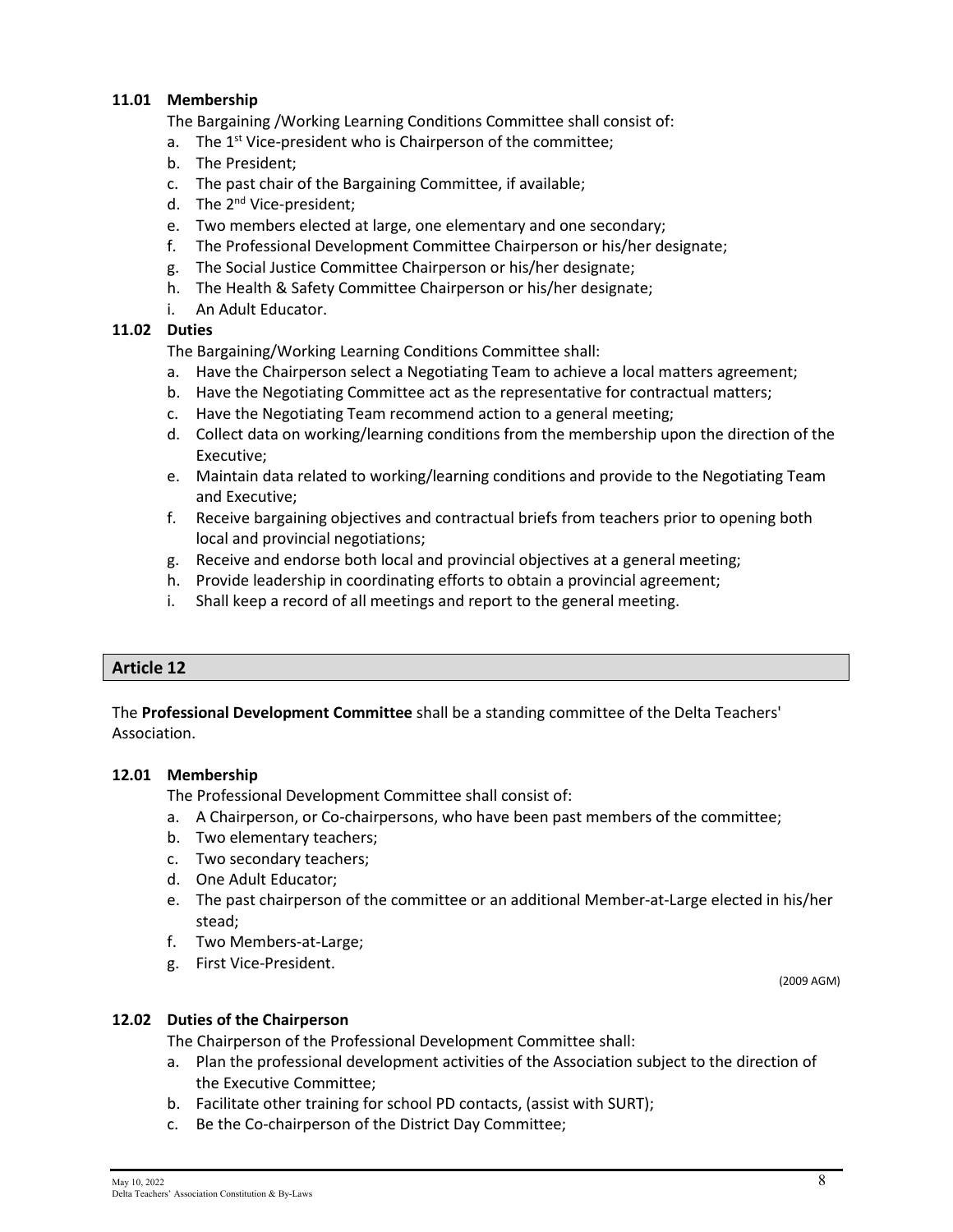### 11.01 Membership

The Bargaining /Working Learning Conditions Committee shall consist of:

a. The 1st Vice-president who is Chairperson of the committee;
b. The President;
c. The past chair of the Bargaining Committee, if available;
d. The 2nd Vice-president;
e. Two members elected at large, one elementary and one secondary;
f. The Professional Development Committee Chairperson or his/her designate;
g. The Social Justice Committee Chairperson or his/her designate;
h. The Health & Safety Committee Chairperson or his/her designate;
i. An Adult Educator.

### 11.02 Duties

The Bargaining/Working Learning Conditions Committee shall:

a. Have the Chairperson select a Negotiating Team to achieve a local matters agreement;
b. Have the Negotiating Committee act as the representative for contractual matters;
c. Have the Negotiating Team recommend action to a general meeting;
d. Collect data on working/learning conditions from the membership upon the direction of the Executive;
e. Maintain data related to working/learning conditions and provide to the Negotiating Team and Executive;
f. Receive bargaining objectives and contractual briefs from teachers prior to opening both local and provincial negotiations;
g. Receive and endorse both local and provincial objectives at a general meeting;
h. Provide leadership in coordinating efforts to obtain a provincial agreement;
i. Shall keep a record of all meetings and report to the general meeting.

## Article 12

The **Professional Development Committee** shall be a standing committee of the Delta Teachers' Association.

### 12.01 Membership

The Professional Development Committee shall consist of:

a. A Chairperson, or Co-chairpersons, who have been past members of the committee;
b. Two elementary teachers;
c. Two secondary teachers;
d. One Adult Educator;
e. The past chairperson of the committee or an additional Member-at-Large elected in his/her stead;
f. Two Members-at-Large;
g. First Vice-President.

(2009 AGM)

### 12.02 Duties of the Chairperson

The Chairperson of the Professional Development Committee shall:

a. Plan the professional development activities of the Association subject to the direction of the Executive Committee;
b. Facilitate other training for school PD contacts, (assist with SURT);
c. Be the Co-chairperson of the District Day Committee;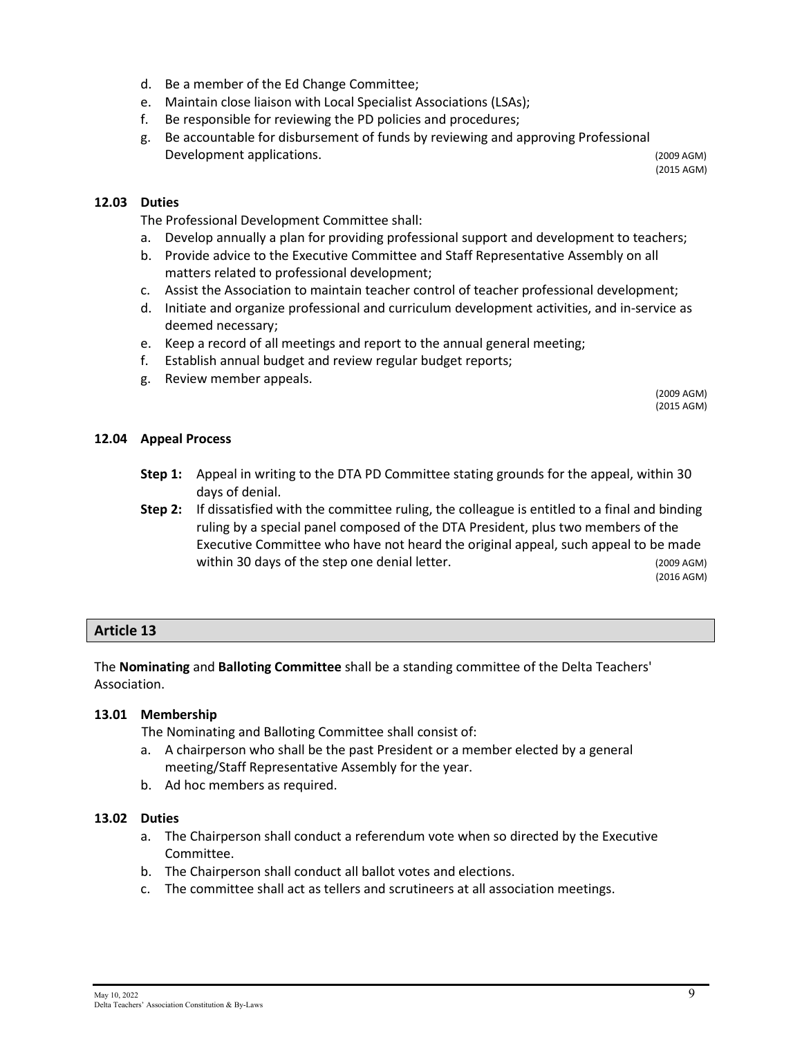d. Be a member of the Ed Change Committee;
e. Maintain close liaison with Local Specialist Associations (LSAs);
f. Be responsible for reviewing the PD policies and procedures;
g. Be accountable for disbursement of funds by reviewing and approving Professional Development applications. (2009 AGM) (2015 AGM)

**12.03 Duties**

The Professional Development Committee shall:

a. Develop annually a plan for providing professional support and development to teachers;
b. Provide advice to the Executive Committee and Staff Representative Assembly on all matters related to professional development;
c. Assist the Association to maintain teacher control of teacher professional development;
d. Initiate and organize professional and curriculum development activities, and in-service as deemed necessary;
e. Keep a record of all meetings and report to the annual general meeting;
f. Establish annual budget and review regular budget reports;
g. Review member appeals.

(2009 AGM)
(2015 AGM)

**12.04 Appeal Process**

**Step 1:** Appeal in writing to the DTA PD Committee stating grounds for the appeal, within 30 days of denial.

**Step 2:** If dissatisfied with the committee ruling, the colleague is entitled to a final and binding ruling by a special panel composed of the DTA President, plus two members of the Executive Committee who have not heard the original appeal, such appeal to be made within 30 days of the step one denial letter. (2009 AGM) (2016 AGM)

## Article 13

The **Nominating** and **Balloting Committee** shall be a standing committee of the Delta Teachers' Association.

**13.01 Membership**

The Nominating and Balloting Committee shall consist of:

a. A chairperson who shall be the past President or a member elected by a general meeting/Staff Representative Assembly for the year.
b. Ad hoc members as required.

**13.02 Duties**

a. The Chairperson shall conduct a referendum vote when so directed by the Executive Committee.
b. The Chairperson shall conduct all ballot votes and elections.
c. The committee shall act as tellers and scrutineers at all association meetings.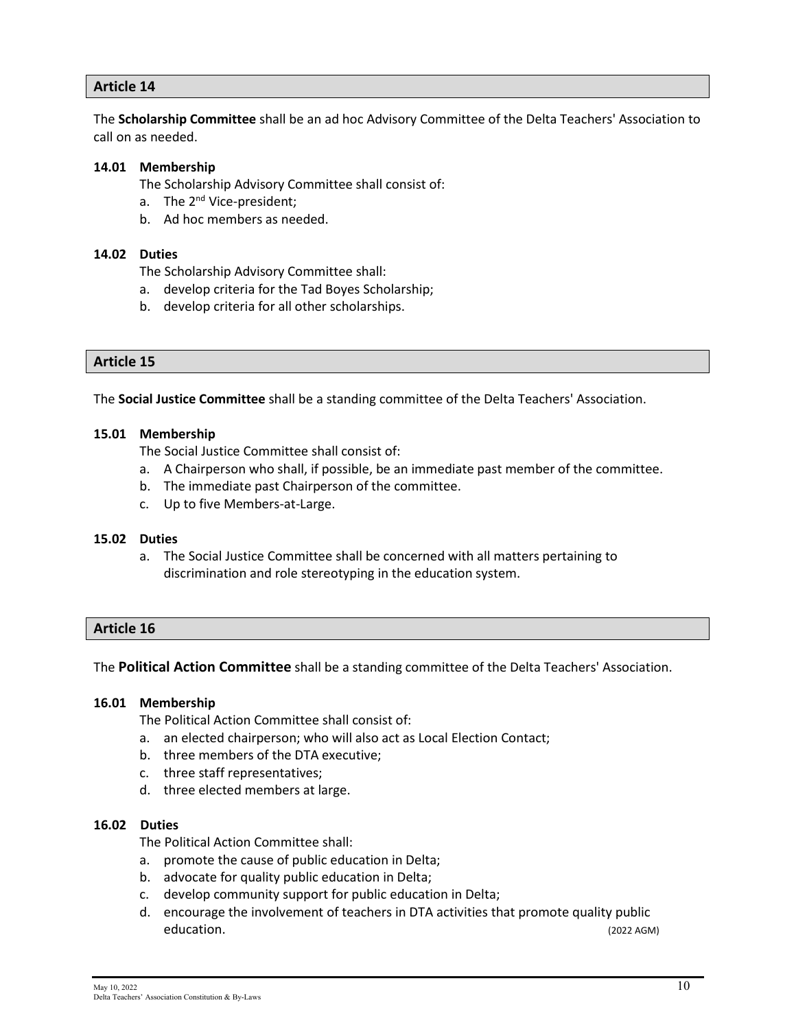## Article 14

The **Scholarship Committee** shall be an ad hoc Advisory Committee of the Delta Teachers' Association to call on as needed.

### 14.01 Membership

The Scholarship Advisory Committee shall consist of:

a. The 2nd Vice-president;
b. Ad hoc members as needed.

### 14.02 Duties

The Scholarship Advisory Committee shall:

a. develop criteria for the Tad Boyes Scholarship;
b. develop criteria for all other scholarships.

## Article 15

The **Social Justice Committee** shall be a standing committee of the Delta Teachers' Association.

### 15.01 Membership

The Social Justice Committee shall consist of:

a. A Chairperson who shall, if possible, be an immediate past member of the committee.
b. The immediate past Chairperson of the committee.
c. Up to five Members-at-Large.

### 15.02 Duties

a. The Social Justice Committee shall be concerned with all matters pertaining to discrimination and role stereotyping in the education system.

## Article 16

The **Political Action Committee** shall be a standing committee of the Delta Teachers' Association.

### 16.01 Membership

The Political Action Committee shall consist of:

a. an elected chairperson; who will also act as Local Election Contact;
b. three members of the DTA executive;
c. three staff representatives;
d. three elected members at large.

### 16.02 Duties

The Political Action Committee shall:

a. promote the cause of public education in Delta;
b. advocate for quality public education in Delta;
c. develop community support for public education in Delta;
d. encourage the involvement of teachers in DTA activities that promote quality public education. (2022 AGM)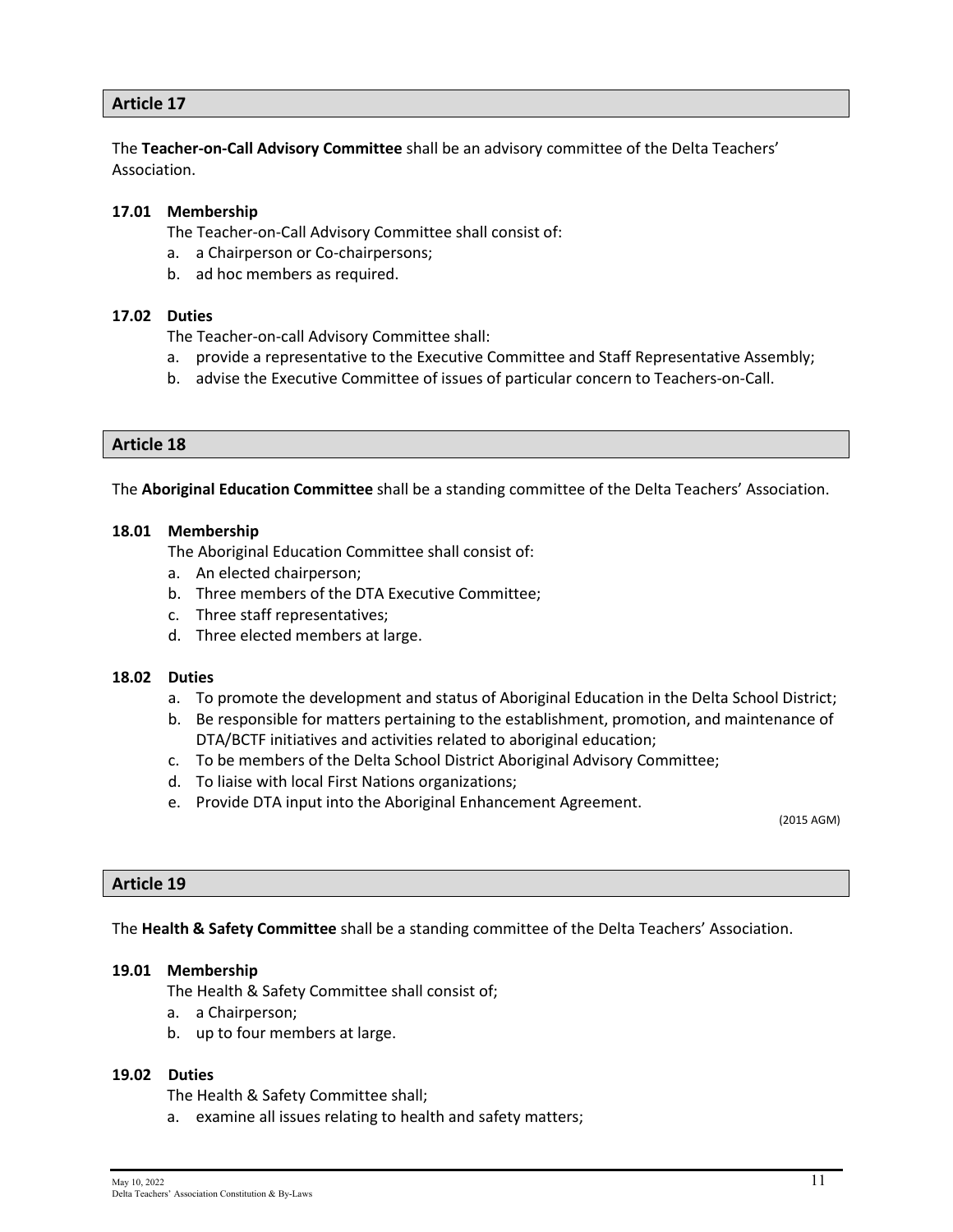## Article 17

The **Teacher-on-Call Advisory Committee** shall be an advisory committee of the Delta Teachers' Association.

**17.01 Membership**

The Teacher-on-Call Advisory Committee shall consist of:

a. a Chairperson or Co-chairpersons;
b. ad hoc members as required.

**17.02 Duties**

The Teacher-on-call Advisory Committee shall:

a. provide a representative to the Executive Committee and Staff Representative Assembly;
b. advise the Executive Committee of issues of particular concern to Teachers-on-Call.

## Article 18

The **Aboriginal Education Committee** shall be a standing committee of the Delta Teachers' Association.

**18.01 Membership**

The Aboriginal Education Committee shall consist of:

a. An elected chairperson;
b. Three members of the DTA Executive Committee;
c. Three staff representatives;
d. Three elected members at large.

**18.02 Duties**

a. To promote the development and status of Aboriginal Education in the Delta School District;
b. Be responsible for matters pertaining to the establishment, promotion, and maintenance of DTA/BCTF initiatives and activities related to aboriginal education;
c. To be members of the Delta School District Aboriginal Advisory Committee;
d. To liaise with local First Nations organizations;
e. Provide DTA input into the Aboriginal Enhancement Agreement.

(2015 AGM)

## Article 19

The **Health & Safety Committee** shall be a standing committee of the Delta Teachers' Association.

**19.01 Membership**

The Health & Safety Committee shall consist of;

a. a Chairperson;
b. up to four members at large.

**19.02 Duties**

The Health & Safety Committee shall;

a. examine all issues relating to health and safety matters;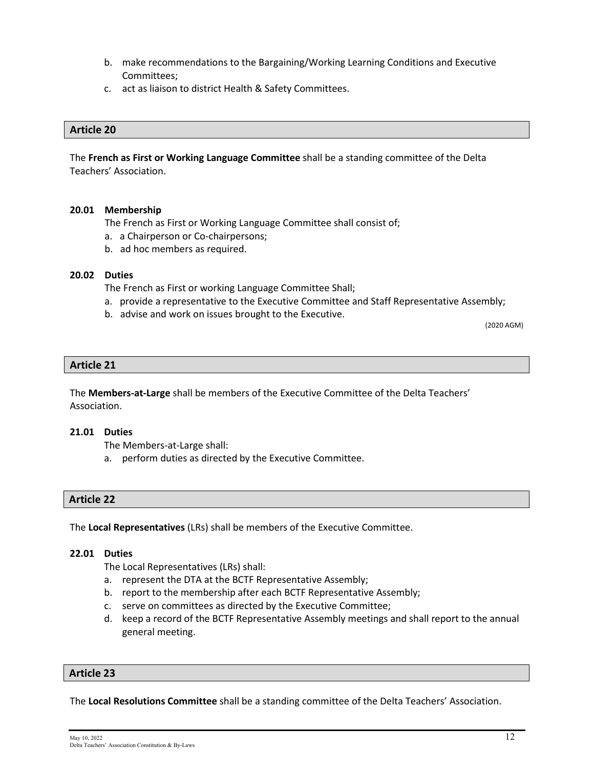b. make recommendations to the Bargaining/Working Learning Conditions and Executive Committees;
c. act as liaison to district Health & Safety Committees.

## Article 20

The **French as First or Working Language Committee** shall be a standing committee of the Delta Teachers' Association.

**20.01 Membership**

The French as First or Working Language Committee shall consist of;

a. a Chairperson or Co-chairpersons;
b. ad hoc members as required.

**20.02 Duties**

The French as First or working Language Committee Shall;

a. provide a representative to the Executive Committee and Staff Representative Assembly;
b. advise and work on issues brought to the Executive.

(2020 AGM)

## Article 21

The **Members-at-Large** shall be members of the Executive Committee of the Delta Teachers' Association.

**21.01 Duties**

The Members-at-Large shall:

a. perform duties as directed by the Executive Committee.

## Article 22

The **Local Representatives** (LRs) shall be members of the Executive Committee.

**22.01 Duties**

The Local Representatives (LRs) shall:

a. represent the DTA at the BCTF Representative Assembly;
b. report to the membership after each BCTF Representative Assembly;
c. serve on committees as directed by the Executive Committee;
d. keep a record of the BCTF Representative Assembly meetings and shall report to the annual general meeting.

## Article 23

The **Local Resolutions Committee** shall be a standing committee of the Delta Teachers' Association.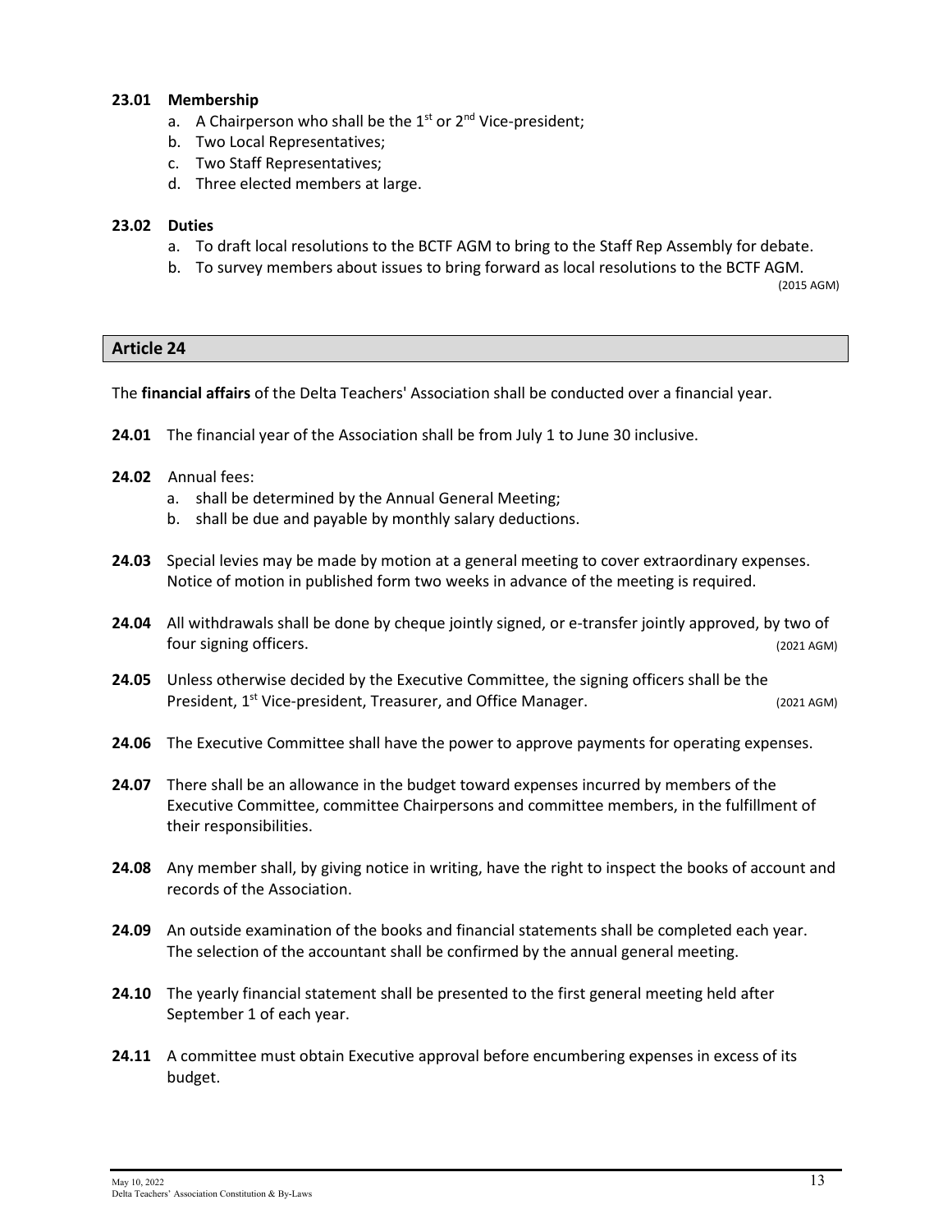**23.01 Membership**

a. A Chairperson who shall be the 1st or 2nd Vice-president;
b. Two Local Representatives;
c. Two Staff Representatives;
d. Three elected members at large.

**23.02 Duties**

a. To draft local resolutions to the BCTF AGM to bring to the Staff Rep Assembly for debate.
b. To survey members about issues to bring forward as local resolutions to the BCTF AGM.

(2015 AGM)

## Article 24

The **financial affairs** of the Delta Teachers' Association shall be conducted over a financial year.

**24.01** The financial year of the Association shall be from July 1 to June 30 inclusive.

**24.02** Annual fees:

a. shall be determined by the Annual General Meeting;
b. shall be due and payable by monthly salary deductions.

**24.03** Special levies may be made by motion at a general meeting to cover extraordinary expenses. Notice of motion in published form two weeks in advance of the meeting is required.

**24.04** All withdrawals shall be done by cheque jointly signed, or e-transfer jointly approved, by two of four signing officers. (2021 AGM)

**24.05** Unless otherwise decided by the Executive Committee, the signing officers shall be the President, 1st Vice-president, Treasurer, and Office Manager. (2021 AGM)

**24.06** The Executive Committee shall have the power to approve payments for operating expenses.

**24.07** There shall be an allowance in the budget toward expenses incurred by members of the Executive Committee, committee Chairpersons and committee members, in the fulfillment of their responsibilities.

**24.08** Any member shall, by giving notice in writing, have the right to inspect the books of account and records of the Association.

**24.09** An outside examination of the books and financial statements shall be completed each year. The selection of the accountant shall be confirmed by the annual general meeting.

**24.10** The yearly financial statement shall be presented to the first general meeting held after September 1 of each year.

**24.11** A committee must obtain Executive approval before encumbering expenses in excess of its budget.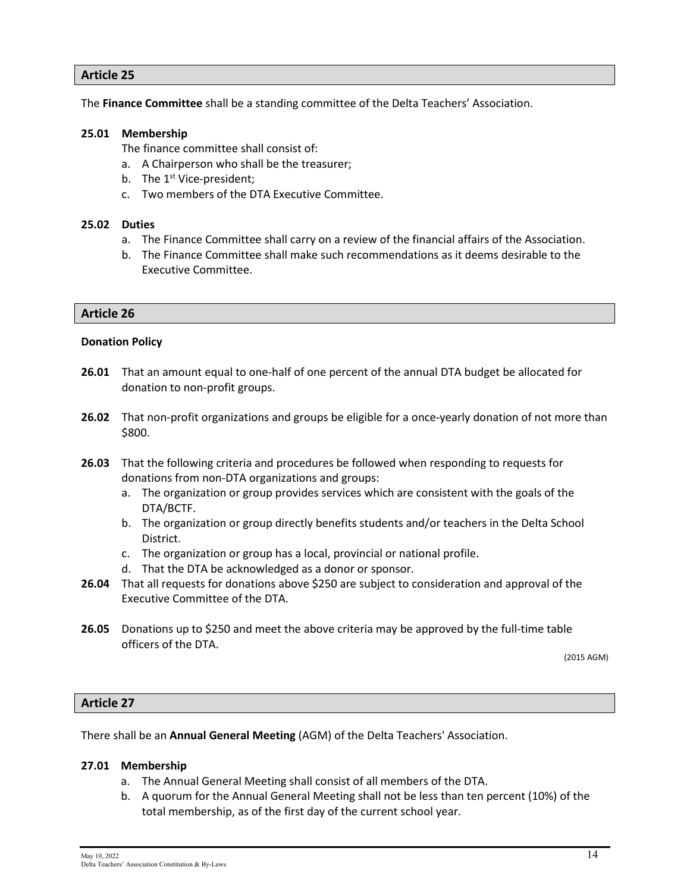## Article 25

The **Finance Committee** shall be a standing committee of the Delta Teachers' Association.

**25.01 Membership**

The finance committee shall consist of:

a. A Chairperson who shall be the treasurer;
b. The 1st Vice-president;
c. Two members of the DTA Executive Committee.

**25.02 Duties**

a. The Finance Committee shall carry on a review of the financial affairs of the Association.
b. The Finance Committee shall make such recommendations as it deems desirable to the Executive Committee.

## Article 26

**Donation Policy**

**26.01** That an amount equal to one-half of one percent of the annual DTA budget be allocated for donation to non-profit groups.

**26.02** That non-profit organizations and groups be eligible for a once-yearly donation of not more than $800.

**26.03** That the following criteria and procedures be followed when responding to requests for donations from non-DTA organizations and groups:

a. The organization or group provides services which are consistent with the goals of the DTA/BCTF.
b. The organization or group directly benefits students and/or teachers in the Delta School District.
c. The organization or group has a local, provincial or national profile.
d. That the DTA be acknowledged as a donor or sponsor.

**26.04** That all requests for donations above $250 are subject to consideration and approval of the Executive Committee of the DTA.

**26.05** Donations up to $250 and meet the above criteria may be approved by the full-time table officers of the DTA.

(2015 AGM)

## Article 27

There shall be an **Annual General Meeting** (AGM) of the Delta Teachers' Association.

**27.01 Membership**

a. The Annual General Meeting shall consist of all members of the DTA.
b. A quorum for the Annual General Meeting shall not be less than ten percent (10%) of the total membership, as of the first day of the current school year.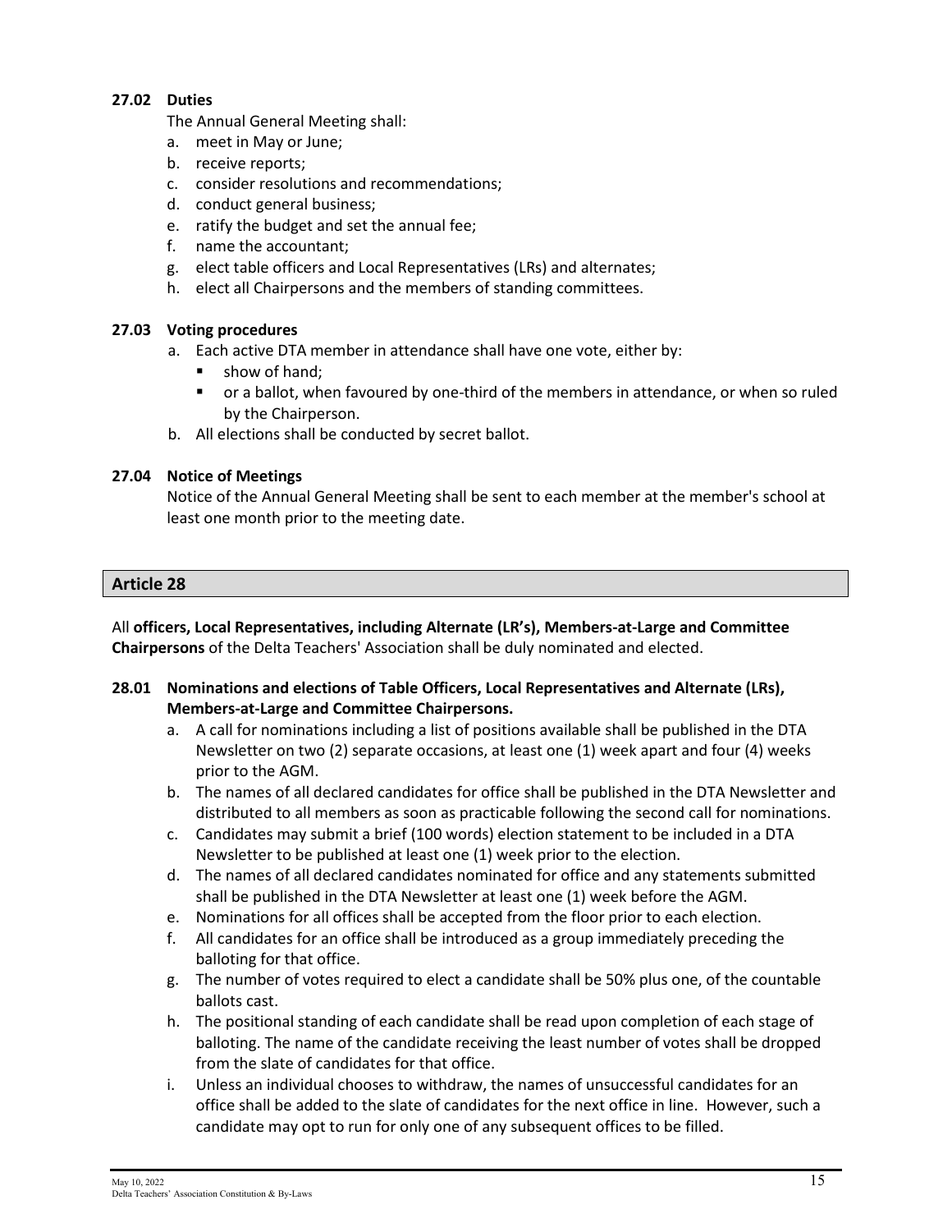### 27.02 Duties

The Annual General Meeting shall:

a. meet in May or June;
b. receive reports;
c. consider resolutions and recommendations;
d. conduct general business;
e. ratify the budget and set the annual fee;
f. name the accountant;
g. elect table officers and Local Representatives (LRs) and alternates;
h. elect all Chairpersons and the members of standing committees.

### 27.03 Voting procedures

a. Each active DTA member in attendance shall have one vote, either by:
   - show of hand;
   - or a ballot, when favoured by one-third of the members in attendance, or when so ruled by the Chairperson.
b. All elections shall be conducted by secret ballot.

### 27.04 Notice of Meetings

Notice of the Annual General Meeting shall be sent to each member at the member's school at least one month prior to the meeting date.

## Article 28

All **officers, Local Representatives, including Alternate (LR's), Members-at-Large and Committee Chairpersons** of the Delta Teachers' Association shall be duly nominated and elected.

### 28.01 Nominations and elections of Table Officers, Local Representatives and Alternate (LRs), Members-at-Large and Committee Chairpersons.

a. A call for nominations including a list of positions available shall be published in the DTA Newsletter on two (2) separate occasions, at least one (1) week apart and four (4) weeks prior to the AGM.
b. The names of all declared candidates for office shall be published in the DTA Newsletter and distributed to all members as soon as practicable following the second call for nominations.
c. Candidates may submit a brief (100 words) election statement to be included in a DTA Newsletter to be published at least one (1) week prior to the election.
d. The names of all declared candidates nominated for office and any statements submitted shall be published in the DTA Newsletter at least one (1) week before the AGM.
e. Nominations for all offices shall be accepted from the floor prior to each election.
f. All candidates for an office shall be introduced as a group immediately preceding the balloting for that office.
g. The number of votes required to elect a candidate shall be 50% plus one, of the countable ballots cast.
h. The positional standing of each candidate shall be read upon completion of each stage of balloting. The name of the candidate receiving the least number of votes shall be dropped from the slate of candidates for that office.
i. Unless an individual chooses to withdraw, the names of unsuccessful candidates for an office shall be added to the slate of candidates for the next office in line. However, such a candidate may opt to run for only one of any subsequent offices to be filled.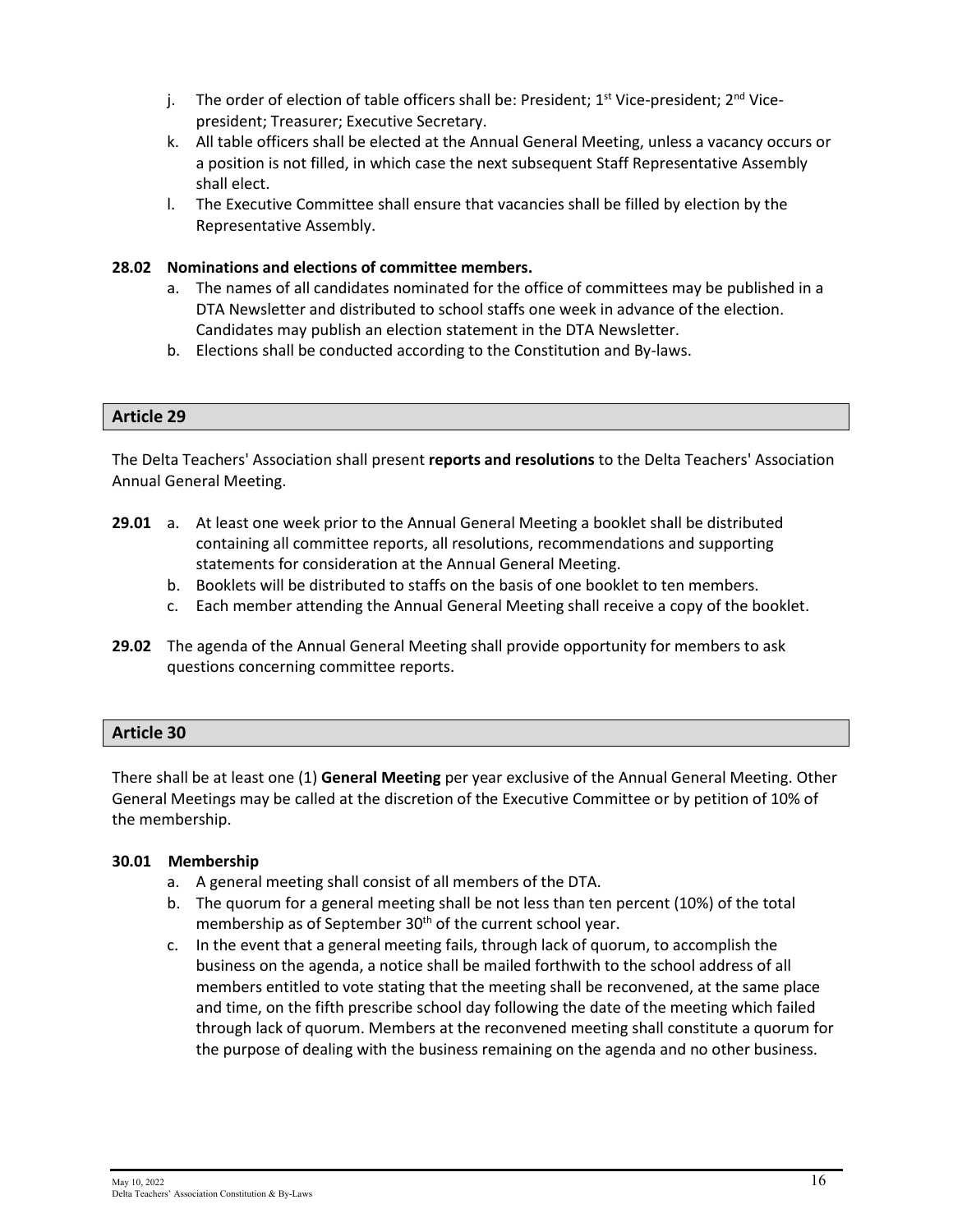j. The order of election of table officers shall be: President; 1st Vice-president; 2nd Vice-president; Treasurer; Executive Secretary.

k. All table officers shall be elected at the Annual General Meeting, unless a vacancy occurs or a position is not filled, in which case the next subsequent Staff Representative Assembly shall elect.

l. The Executive Committee shall ensure that vacancies shall be filled by election by the Representative Assembly.

**28.02 Nominations and elections of committee members.**

a. The names of all candidates nominated for the office of committees may be published in a DTA Newsletter and distributed to school staffs one week in advance of the election. Candidates may publish an election statement in the DTA Newsletter.

b. Elections shall be conducted according to the Constitution and By-laws.

## Article 29

The Delta Teachers' Association shall present **reports and resolutions** to the Delta Teachers' Association Annual General Meeting.

**29.01** a. At least one week prior to the Annual General Meeting a booklet shall be distributed containing all committee reports, all resolutions, recommendations and supporting statements for consideration at the Annual General Meeting.

b. Booklets will be distributed to staffs on the basis of one booklet to ten members.

c. Each member attending the Annual General Meeting shall receive a copy of the booklet.

**29.02** The agenda of the Annual General Meeting shall provide opportunity for members to ask questions concerning committee reports.

## Article 30

There shall be at least one (1) **General Meeting** per year exclusive of the Annual General Meeting. Other General Meetings may be called at the discretion of the Executive Committee or by petition of 10% of the membership.

**30.01 Membership**

a. A general meeting shall consist of all members of the DTA.

b. The quorum for a general meeting shall be not less than ten percent (10%) of the total membership as of September 30th of the current school year.

c. In the event that a general meeting fails, through lack of quorum, to accomplish the business on the agenda, a notice shall be mailed forthwith to the school address of all members entitled to vote stating that the meeting shall be reconvened, at the same place and time, on the fifth prescribe school day following the date of the meeting which failed through lack of quorum. Members at the reconvened meeting shall constitute a quorum for the purpose of dealing with the business remaining on the agenda and no other business.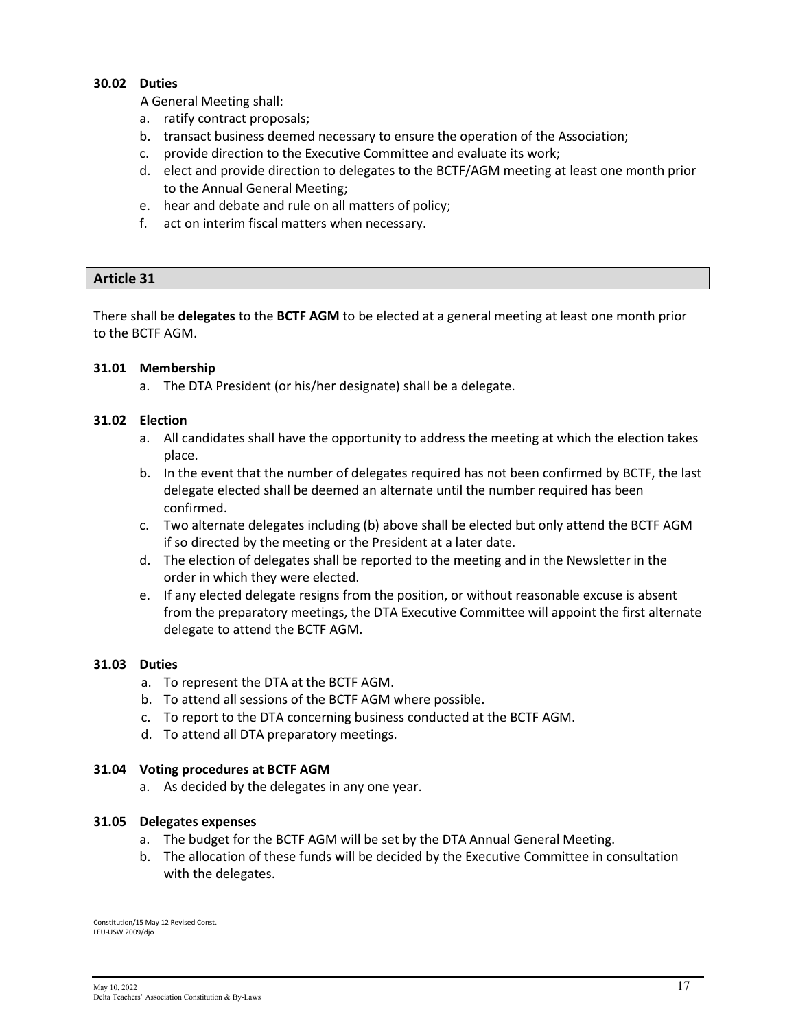### 30.02 Duties

A General Meeting shall:

a. ratify contract proposals;
b. transact business deemed necessary to ensure the operation of the Association;
c. provide direction to the Executive Committee and evaluate its work;
d. elect and provide direction to delegates to the BCTF/AGM meeting at least one month prior to the Annual General Meeting;
e. hear and debate and rule on all matters of policy;
f. act on interim fiscal matters when necessary.

## Article 31

There shall be **delegates** to the **BCTF AGM** to be elected at a general meeting at least one month prior to the BCTF AGM.

### 31.01 Membership

a. The DTA President (or his/her designate) shall be a delegate.

### 31.02 Election

a. All candidates shall have the opportunity to address the meeting at which the election takes place.
b. In the event that the number of delegates required has not been confirmed by BCTF, the last delegate elected shall be deemed an alternate until the number required has been confirmed.
c. Two alternate delegates including (b) above shall be elected but only attend the BCTF AGM if so directed by the meeting or the President at a later date.
d. The election of delegates shall be reported to the meeting and in the Newsletter in the order in which they were elected.
e. If any elected delegate resigns from the position, or without reasonable excuse is absent from the preparatory meetings, the DTA Executive Committee will appoint the first alternate delegate to attend the BCTF AGM.

### 31.03 Duties

a. To represent the DTA at the BCTF AGM.
b. To attend all sessions of the BCTF AGM where possible.
c. To report to the DTA concerning business conducted at the BCTF AGM.
d. To attend all DTA preparatory meetings.

### 31.04 Voting procedures at BCTF AGM

a. As decided by the delegates in any one year.

### 31.05 Delegates expenses

a. The budget for the BCTF AGM will be set by the DTA Annual General Meeting.
b. The allocation of these funds will be decided by the Executive Committee in consultation with the delegates.

Constitution/15 May 12 Revised Const.
LEU-USW 2009/djo